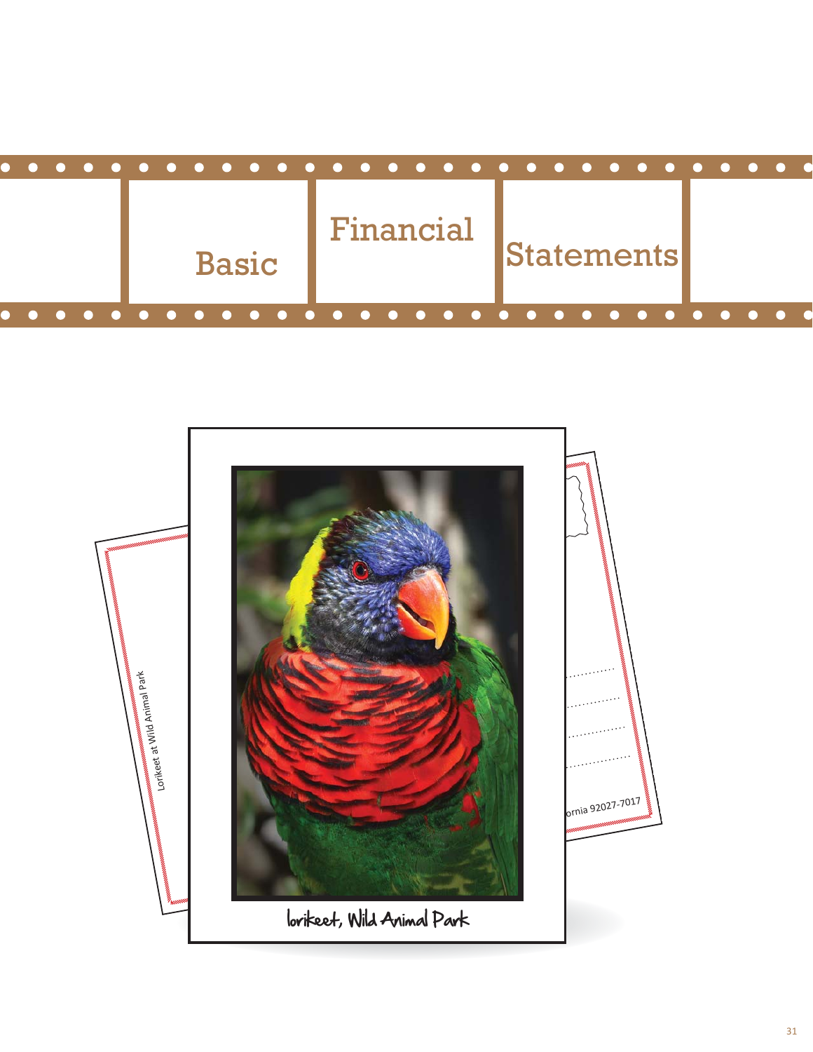# Basic Financial Statements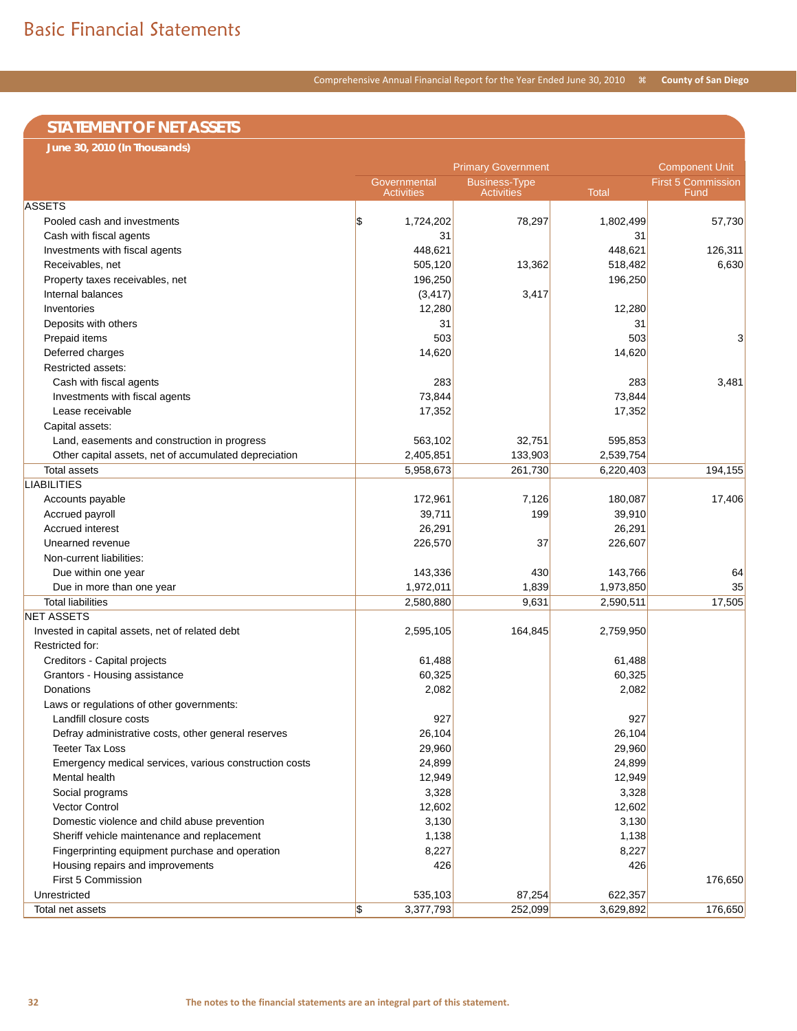# Basic Financial Statements

## STATEMENT OF NET ASSETS

**June 30, 2010 (In Thousands)**

| | Primary Government | | | Component Unit |
|---|---|---|---|---|
| | Governmental Activities | Business-Type Activities | Total | First 5 Commission Fund |
| **ASSETS** | | | | |
| Pooled cash and investments | $ 1,724,202 | 78,297 | 1,802,499 | 57,730 |
| Cash with fiscal agents | 31 | | 31 | |
| Investments with fiscal agents | 448,621 | | 448,621 | 126,311 |
| Receivables, net | 505,120 | 13,362 | 518,482 | 6,630 |
| Property taxes receivables, net | 196,250 | | 196,250 | |
| Internal balances | (3,417) | 3,417 | | |
| Inventories | 12,280 | | 12,280 | |
| Deposits with others | 31 | | 31 | |
| Prepaid items | 503 | | 503 | 3 |
| Deferred charges | 14,620 | | 14,620 | |
| Restricted assets: | | | | |
| Cash with fiscal agents | 283 | | 283 | 3,481 |
| Investments with fiscal agents | 73,844 | | 73,844 | |
| Lease receivable | 17,352 | | 17,352 | |
| Capital assets: | | | | |
| Land, easements and construction in progress | 563,102 | 32,751 | 595,853 | |
| Other capital assets, net of accumulated depreciation | 2,405,851 | 133,903 | 2,539,754 | |
| Total assets | 5,958,673 | 261,730 | 6,220,403 | 194,155 |
| **LIABILITIES** | | | | |
| Accounts payable | 172,961 | 7,126 | 180,087 | 17,406 |
| Accrued payroll | 39,711 | 199 | 39,910 | |
| Accrued interest | 26,291 | | 26,291 | |
| Unearned revenue | 226,570 | 37 | 226,607 | |
| Non-current liabilities: | | | | |
| Due within one year | 143,336 | 430 | 143,766 | 64 |
| Due in more than one year | 1,972,011 | 1,839 | 1,973,850 | 35 |
| Total liabilities | 2,580,880 | 9,631 | 2,590,511 | 17,505 |
| **NET ASSETS** | | | | |
| Invested in capital assets, net of related debt | 2,595,105 | 164,845 | 2,759,950 | |
| Restricted for: | | | | |
| Creditors - Capital projects | 61,488 | | 61,488 | |
| Grantors - Housing assistance | 60,325 | | 60,325 | |
| Donations | 2,082 | | 2,082 | |
| Laws or regulations of other governments: | | | | |
| Landfill closure costs | 927 | | 927 | |
| Defray administrative costs, other general reserves | 26,104 | | 26,104 | |
| Teeter Tax Loss | 29,960 | | 29,960 | |
| Emergency medical services, various construction costs | 24,899 | | 24,899 | |
| Mental health | 12,949 | | 12,949 | |
| Social programs | 3,328 | | 3,328 | |
| Vector Control | 12,602 | | 12,602 | |
| Domestic violence and child abuse prevention | 3,130 | | 3,130 | |
| Sheriff vehicle maintenance and replacement | 1,138 | | 1,138 | |
| Fingerprinting equipment purchase and operation | 8,227 | | 8,227 | |
| Housing repairs and improvements | 426 | | 426 | |
| First 5 Commission | | | | 176,650 |
| Unrestricted | 535,103 | 87,254 | 622,357 | |
| Total net assets | $ 3,377,793 | 252,099 | 3,629,892 | 176,650 |

The notes to the financial statements are an integral part of this statement.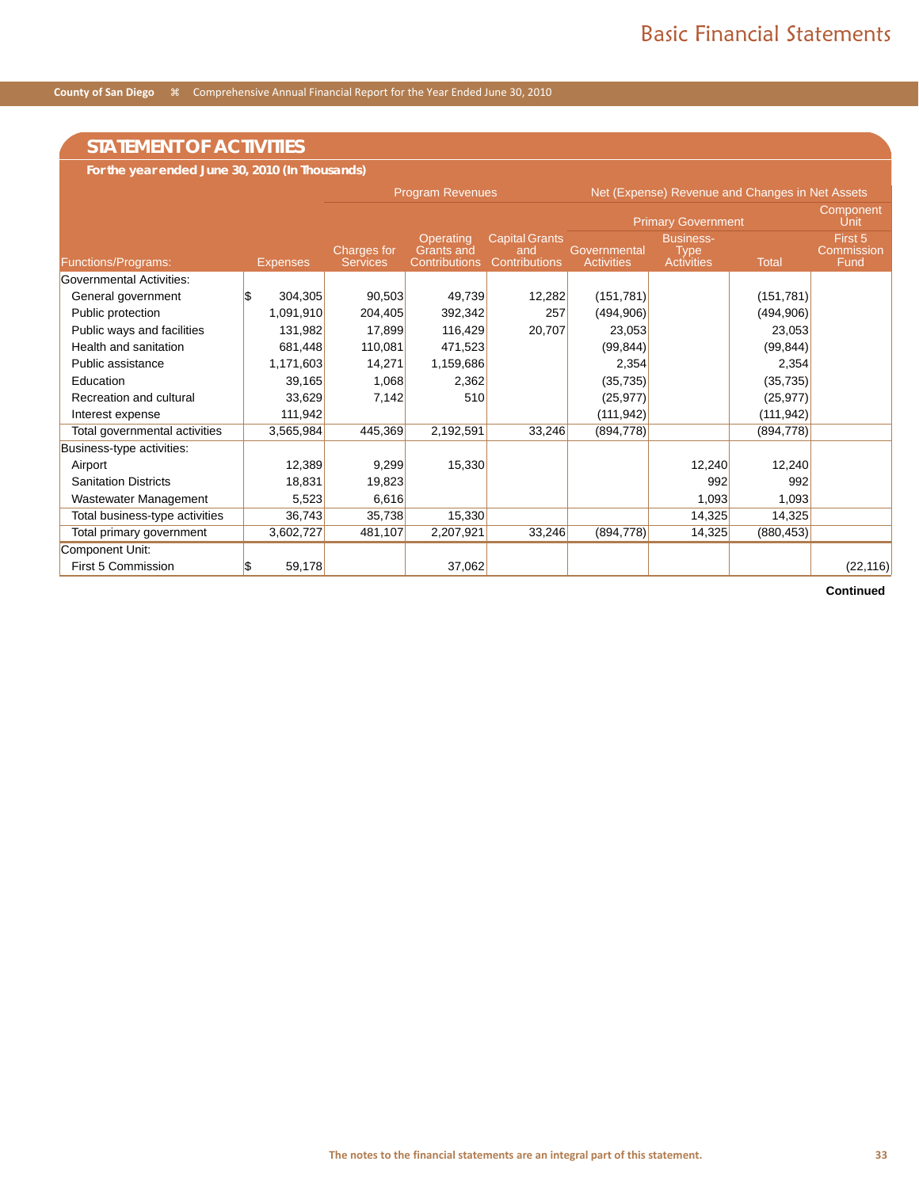## STATEMENT OF ACTIVITIES

**For the year ended June 30, 2010 (In Thousands)**

| | | Program Revenues | | | Net (Expense) Revenue and Changes in Net Assets | | | |
|---|---|---|---|---|---|---|---|---|
| | | | | | Primary Government | | | Component Unit |
| Functions/Programs: | Expenses | Charges for Services | Operating Grants and Contributions | Capital Grants and Contributions | Governmental Activities | Business-Type Activities | Total | First 5 Commission Fund |
| Governmental Activities: | | | | | | | | |
| General government | $ 304,305 | 90,503 | 49,739 | 12,282 | (151,781) | | (151,781) | |
| Public protection | 1,091,910 | 204,405 | 392,342 | 257 | (494,906) | | (494,906) | |
| Public ways and facilities | 131,982 | 17,899 | 116,429 | 20,707 | 23,053 | | 23,053 | |
| Health and sanitation | 681,448 | 110,081 | 471,523 | | (99,844) | | (99,844) | |
| Public assistance | 1,171,603 | 14,271 | 1,159,686 | | 2,354 | | 2,354 | |
| Education | 39,165 | 1,068 | 2,362 | | (35,735) | | (35,735) | |
| Recreation and cultural | 33,629 | 7,142 | 510 | | (25,977) | | (25,977) | |
| Interest expense | 111,942 | | | | (111,942) | | (111,942) | |
| Total governmental activities | 3,565,984 | 445,369 | 2,192,591 | 33,246 | (894,778) | | (894,778) | |
| Business-type activities: | | | | | | | | |
| Airport | 12,389 | 9,299 | 15,330 | | | 12,240 | 12,240 | |
| Sanitation Districts | 18,831 | 19,823 | | | | 992 | 992 | |
| Wastewater Management | 5,523 | 6,616 | | | | 1,093 | 1,093 | |
| Total business-type activities | 36,743 | 35,738 | 15,330 | | | 14,325 | 14,325 | |
| Total primary government | 3,602,727 | 481,107 | 2,207,921 | 33,246 | (894,778) | 14,325 | (880,453) | |
| Component Unit: | | | | | | | | |
| First 5 Commission | $ 59,178 | | 37,062 | | | | | (22,116) |

**Continued**

The notes to the financial statements are an integral part of this statement.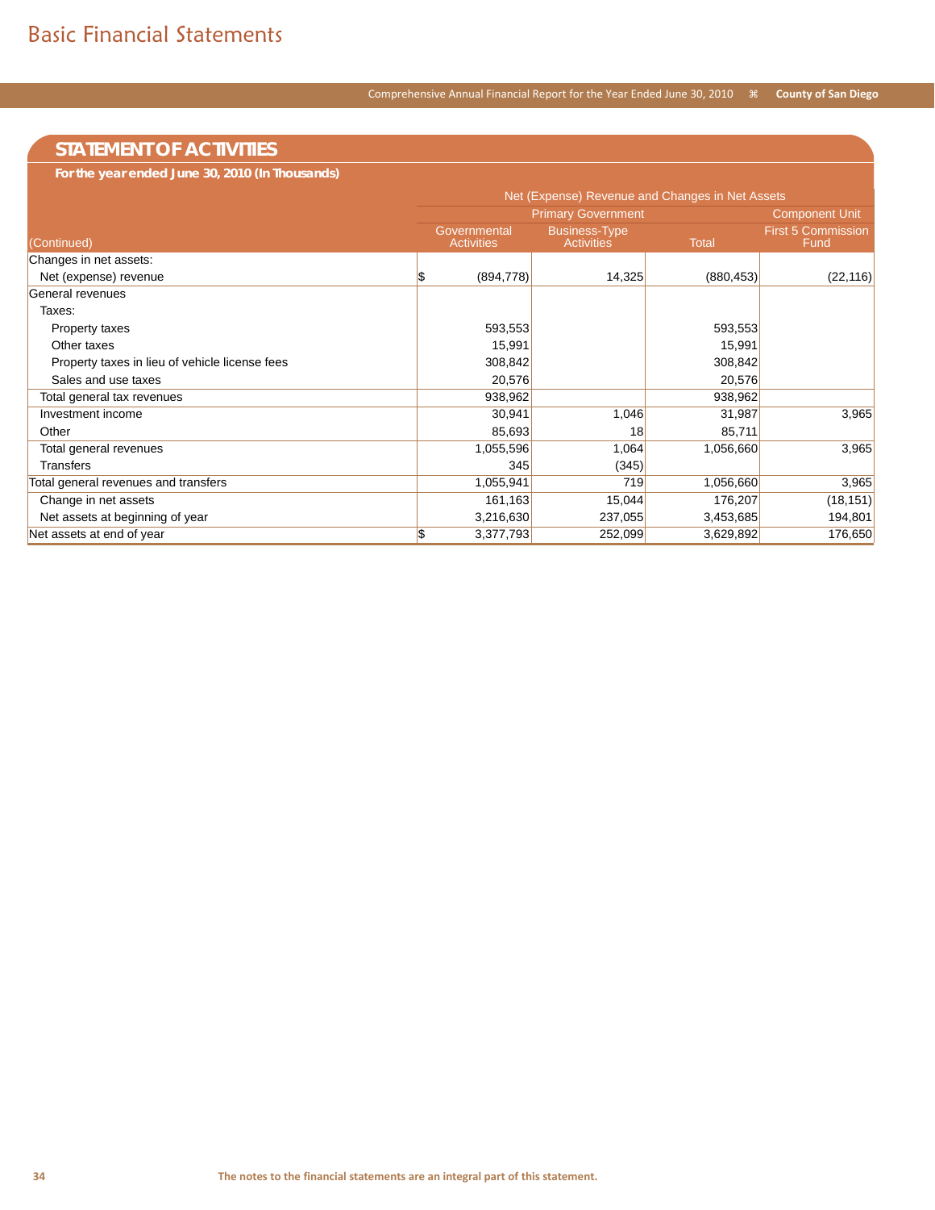## STATEMENT OF ACTIVITIES

**For the year ended June 30, 2010 (In Thousands)**

| (Continued) | Net (Expense) Revenue and Changes in Net Assets | | | |
|---|---|---|---|---|
| | Primary Government | | | Component Unit |
| | Governmental Activities | Business-Type Activities | Total | First 5 Commission Fund |
| Changes in net assets: | | | | |
| Net (expense) revenue | $ (894,778) | 14,325 | (880,453) | (22,116) |
| General revenues | | | | |
| Taxes: | | | | |
| Property taxes | 593,553 | | 593,553 | |
| Other taxes | 15,991 | | 15,991 | |
| Property taxes in lieu of vehicle license fees | 308,842 | | 308,842 | |
| Sales and use taxes | 20,576 | | 20,576 | |
| Total general tax revenues | 938,962 | | 938,962 | |
| Investment income | 30,941 | 1,046 | 31,987 | 3,965 |
| Other | 85,693 | 18 | 85,711 | |
| Total general revenues | 1,055,596 | 1,064 | 1,056,660 | 3,965 |
| Transfers | 345 | (345) | | |
| Total general revenues and transfers | 1,055,941 | 719 | 1,056,660 | 3,965 |
| Change in net assets | 161,163 | 15,044 | 176,207 | (18,151) |
| Net assets at beginning of year | 3,216,630 | 237,055 | 3,453,685 | 194,801 |
| Net assets at end of year | $ 3,377,793 | 252,099 | 3,629,892 | 176,650 |

The notes to the financial statements are an integral part of this statement.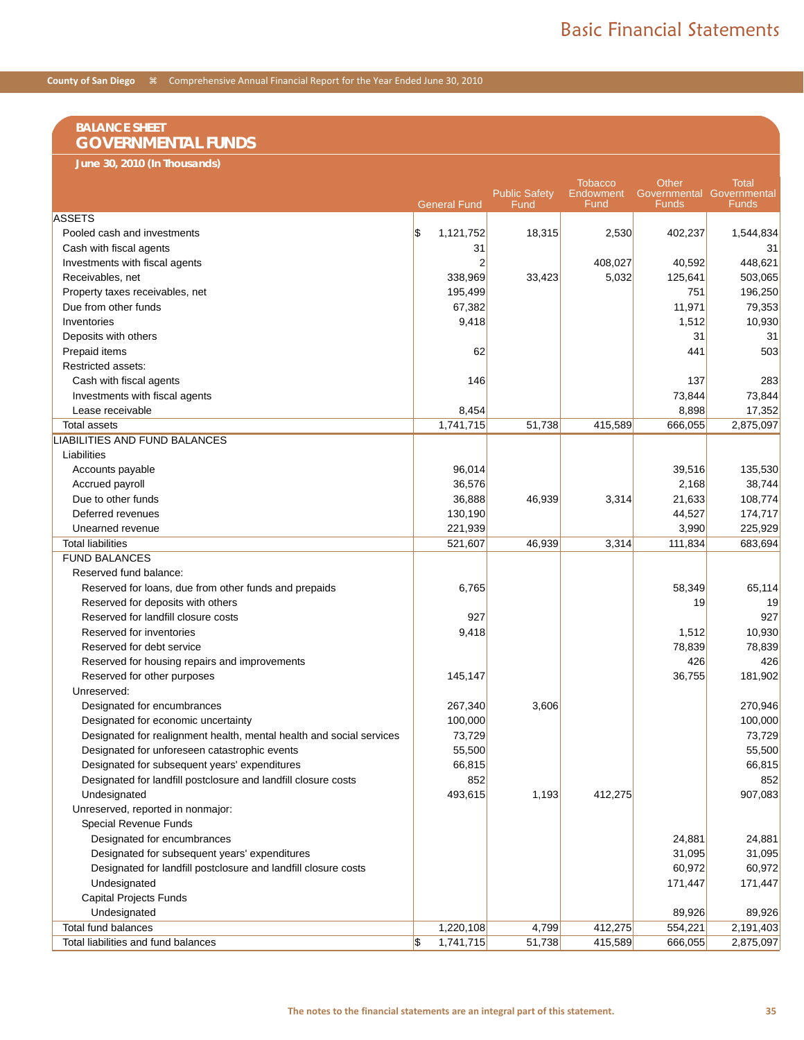## BALANCE SHEET
# GOVERNMENTAL FUNDS

**June 30, 2010 (In Thousands)**

| | General Fund | Public Safety Fund | Tobacco Endowment Fund | Other Governmental Funds | Total Governmental Funds |
|---|---|---|---|---|---|
| **ASSETS** | | | | | |
| Pooled cash and investments | $ 1,121,752 | 18,315 | 2,530 | 402,237 | 1,544,834 |
| Cash with fiscal agents | 31 | | | | 31 |
| Investments with fiscal agents | 2 | | 408,027 | 40,592 | 448,621 |
| Receivables, net | 338,969 | 33,423 | 5,032 | 125,641 | 503,065 |
| Property taxes receivables, net | 195,499 | | | 751 | 196,250 |
| Due from other funds | 67,382 | | | 11,971 | 79,353 |
| Inventories | 9,418 | | | 1,512 | 10,930 |
| Deposits with others | | | | 31 | 31 |
| Prepaid items | 62 | | | 441 | 503 |
| Restricted assets: | | | | | |
| Cash with fiscal agents | 146 | | | 137 | 283 |
| Investments with fiscal agents | | | | 73,844 | 73,844 |
| Lease receivable | 8,454 | | | 8,898 | 17,352 |
| Total assets | 1,741,715 | 51,738 | 415,589 | 666,055 | 2,875,097 |
| **LIABILITIES AND FUND BALANCES** | | | | | |
| Liabilities | | | | | |
| Accounts payable | 96,014 | | | 39,516 | 135,530 |
| Accrued payroll | 36,576 | | | 2,168 | 38,744 |
| Due to other funds | 36,888 | 46,939 | 3,314 | 21,633 | 108,774 |
| Deferred revenues | 130,190 | | | 44,527 | 174,717 |
| Unearned revenue | 221,939 | | | 3,990 | 225,929 |
| Total liabilities | 521,607 | 46,939 | 3,314 | 111,834 | 683,694 |
| FUND BALANCES | | | | | |
| Reserved fund balance: | | | | | |
| Reserved for loans, due from other funds and prepaids | 6,765 | | | 58,349 | 65,114 |
| Reserved for deposits with others | | | | 19 | 19 |
| Reserved for landfill closure costs | 927 | | | | 927 |
| Reserved for inventories | 9,418 | | | 1,512 | 10,930 |
| Reserved for debt service | | | | 78,839 | 78,839 |
| Reserved for housing repairs and improvements | | | | 426 | 426 |
| Reserved for other purposes | 145,147 | | | 36,755 | 181,902 |
| Unreserved: | | | | | |
| Designated for encumbrances | 267,340 | 3,606 | | | 270,946 |
| Designated for economic uncertainty | 100,000 | | | | 100,000 |
| Designated for realignment health, mental health and social services | 73,729 | | | | 73,729 |
| Designated for unforeseen catastrophic events | 55,500 | | | | 55,500 |
| Designated for subsequent years' expenditures | 66,815 | | | | 66,815 |
| Designated for landfill postclosure and landfill closure costs | 852 | | | | 852 |
| Undesignated | 493,615 | 1,193 | 412,275 | | 907,083 |
| Unreserved, reported in nonmajor: | | | | | |
| Special Revenue Funds | | | | | |
| Designated for encumbrances | | | | 24,881 | 24,881 |
| Designated for subsequent years' expenditures | | | | 31,095 | 31,095 |
| Designated for landfill postclosure and landfill closure costs | | | | 60,972 | 60,972 |
| Undesignated | | | | 171,447 | 171,447 |
| Capital Projects Funds | | | | | |
| Undesignated | | | | 89,926 | 89,926 |
| Total fund balances | 1,220,108 | 4,799 | 412,275 | 554,221 | 2,191,403 |
| Total liabilities and fund balances | $ 1,741,715 | 51,738 | 415,589 | 666,055 | 2,875,097 |

The notes to the financial statements are an integral part of this statement.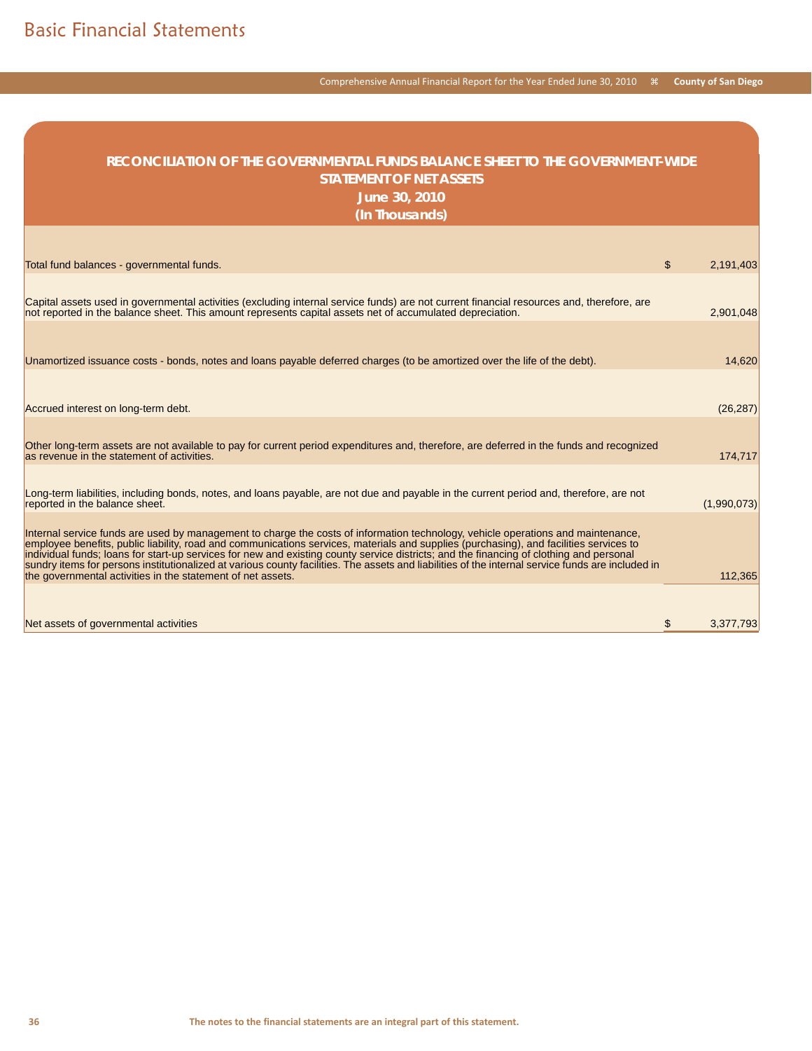# Basic Financial Statements

## RECONCILIATION OF THE GOVERNMENTAL FUNDS BALANCE SHEET TO THE GOVERNMENT-WIDE STATEMENT OF NET ASSETS

### June 30, 2010

### (In Thousands)

| | | |
|---|---|---|
| Total fund balances - governmental funds. | $ | 2,191,403 |
| Capital assets used in governmental activities (excluding internal service funds) are not current financial resources and, therefore, are not reported in the balance sheet. This amount represents capital assets net of accumulated depreciation. | | 2,901,048 |
| Unamortized issuance costs - bonds, notes and loans payable deferred charges (to be amortized over the life of the debt). | | 14,620 |
| Accrued interest on long-term debt. | | (26,287) |
| Other long-term assets are not available to pay for current period expenditures and, therefore, are deferred in the funds and recognized as revenue in the statement of activities. | | 174,717 |
| Long-term liabilities, including bonds, notes, and loans payable, are not due and payable in the current period and, therefore, are not reported in the balance sheet. | | (1,990,073) |
| Internal service funds are used by management to charge the costs of information technology, vehicle operations and maintenance, employee benefits, public liability, road and communications services, materials and supplies (purchasing), and facilities services to individual funds; loans for start-up services for new and existing county service districts; and the financing of clothing and personal sundry items for persons institutionalized at various county facilities. The assets and liabilities of the internal service funds are included in the governmental activities in the statement of net assets. | | 112,365 |
| Net assets of governmental activities | $ | 3,377,793 |

The notes to the financial statements are an integral part of this statement.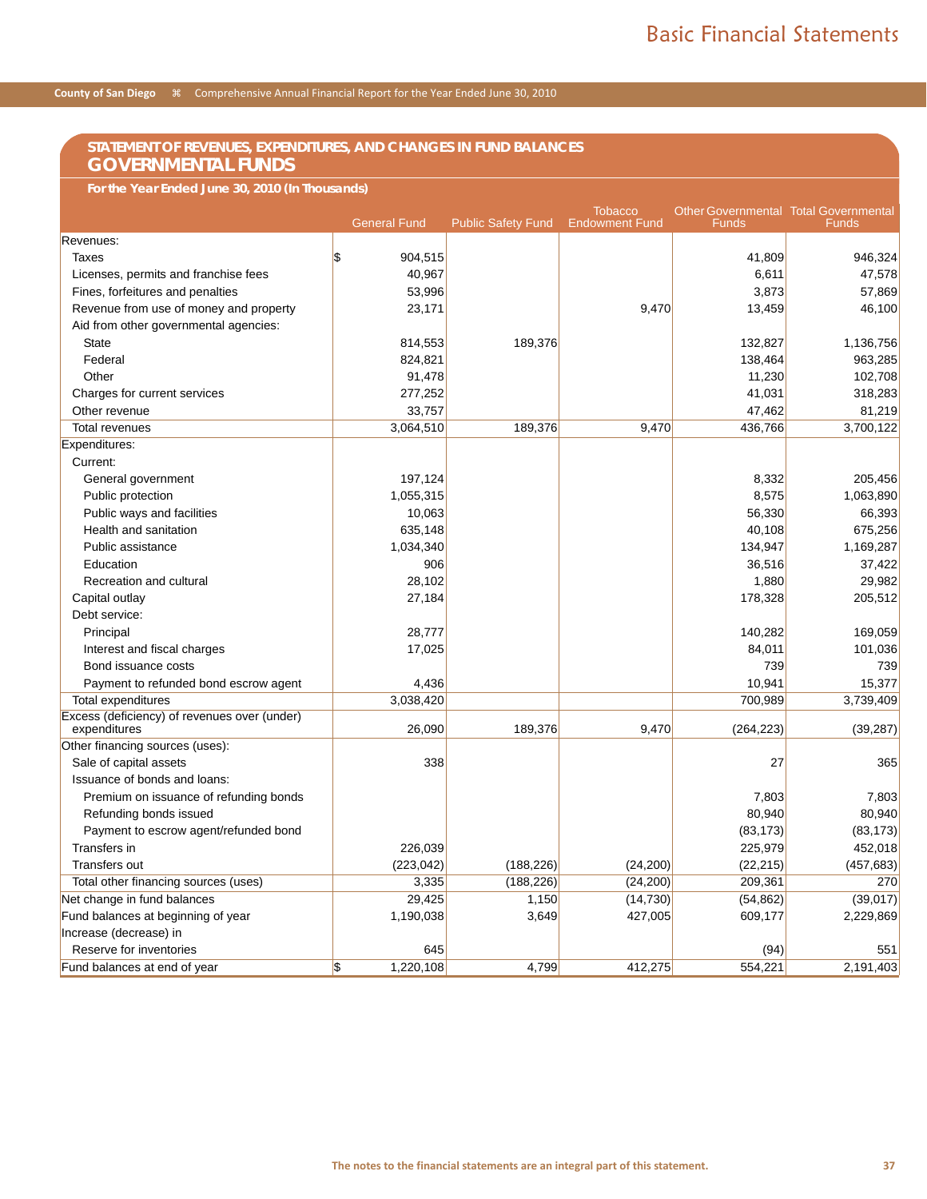## STATEMENT OF REVENUES, EXPENDITURES, AND CHANGES IN FUND BALANCES
# GOVERNMENTAL FUNDS

**For the Year Ended June 30, 2010 (In Thousands)**

| | General Fund | Public Safety Fund | Tobacco Endowment Fund | Other Governmental Funds | Total Governmental Funds |
|---|---|---|---|---|---|
| Revenues: | | | | | |
| Taxes | $ 904,515 | | | 41,809 | 946,324 |
| Licenses, permits and franchise fees | 40,967 | | | 6,611 | 47,578 |
| Fines, forfeitures and penalties | 53,996 | | | 3,873 | 57,869 |
| Revenue from use of money and property | 23,171 | | 9,470 | 13,459 | 46,100 |
| Aid from other governmental agencies: | | | | | |
| State | 814,553 | 189,376 | | 132,827 | 1,136,756 |
| Federal | 824,821 | | | 138,464 | 963,285 |
| Other | 91,478 | | | 11,230 | 102,708 |
| Charges for current services | 277,252 | | | 41,031 | 318,283 |
| Other revenue | 33,757 | | | 47,462 | 81,219 |
| Total revenues | 3,064,510 | 189,376 | 9,470 | 436,766 | 3,700,122 |
| Expenditures: | | | | | |
| Current: | | | | | |
| General government | 197,124 | | | 8,332 | 205,456 |
| Public protection | 1,055,315 | | | 8,575 | 1,063,890 |
| Public ways and facilities | 10,063 | | | 56,330 | 66,393 |
| Health and sanitation | 635,148 | | | 40,108 | 675,256 |
| Public assistance | 1,034,340 | | | 134,947 | 1,169,287 |
| Education | 906 | | | 36,516 | 37,422 |
| Recreation and cultural | 28,102 | | | 1,880 | 29,982 |
| Capital outlay | 27,184 | | | 178,328 | 205,512 |
| Debt service: | | | | | |
| Principal | 28,777 | | | 140,282 | 169,059 |
| Interest and fiscal charges | 17,025 | | | 84,011 | 101,036 |
| Bond issuance costs | | | | 739 | 739 |
| Payment to refunded bond escrow agent | 4,436 | | | 10,941 | 15,377 |
| Total expenditures | 3,038,420 | | | 700,989 | 3,739,409 |
| Excess (deficiency) of revenues over (under) expenditures | 26,090 | 189,376 | 9,470 | (264,223) | (39,287) |
| Other financing sources (uses): | | | | | |
| Sale of capital assets | 338 | | | 27 | 365 |
| Issuance of bonds and loans: | | | | | |
| Premium on issuance of refunding bonds | | | | 7,803 | 7,803 |
| Refunding bonds issued | | | | 80,940 | 80,940 |
| Payment to escrow agent/refunded bond | | | | (83,173) | (83,173) |
| Transfers in | 226,039 | | | 225,979 | 452,018 |
| Transfers out | (223,042) | (188,226) | (24,200) | (22,215) | (457,683) |
| Total other financing sources (uses) | 3,335 | (188,226) | (24,200) | 209,361 | 270 |
| Net change in fund balances | 29,425 | 1,150 | (14,730) | (54,862) | (39,017) |
| Fund balances at beginning of year | 1,190,038 | 3,649 | 427,005 | 609,177 | 2,229,869 |
| Increase (decrease) in | | | | | |
| Reserve for inventories | 645 | | | (94) | 551 |
| Fund balances at end of year | $ 1,220,108 | 4,799 | 412,275 | 554,221 | 2,191,403 |

The notes to the financial statements are an integral part of this statement.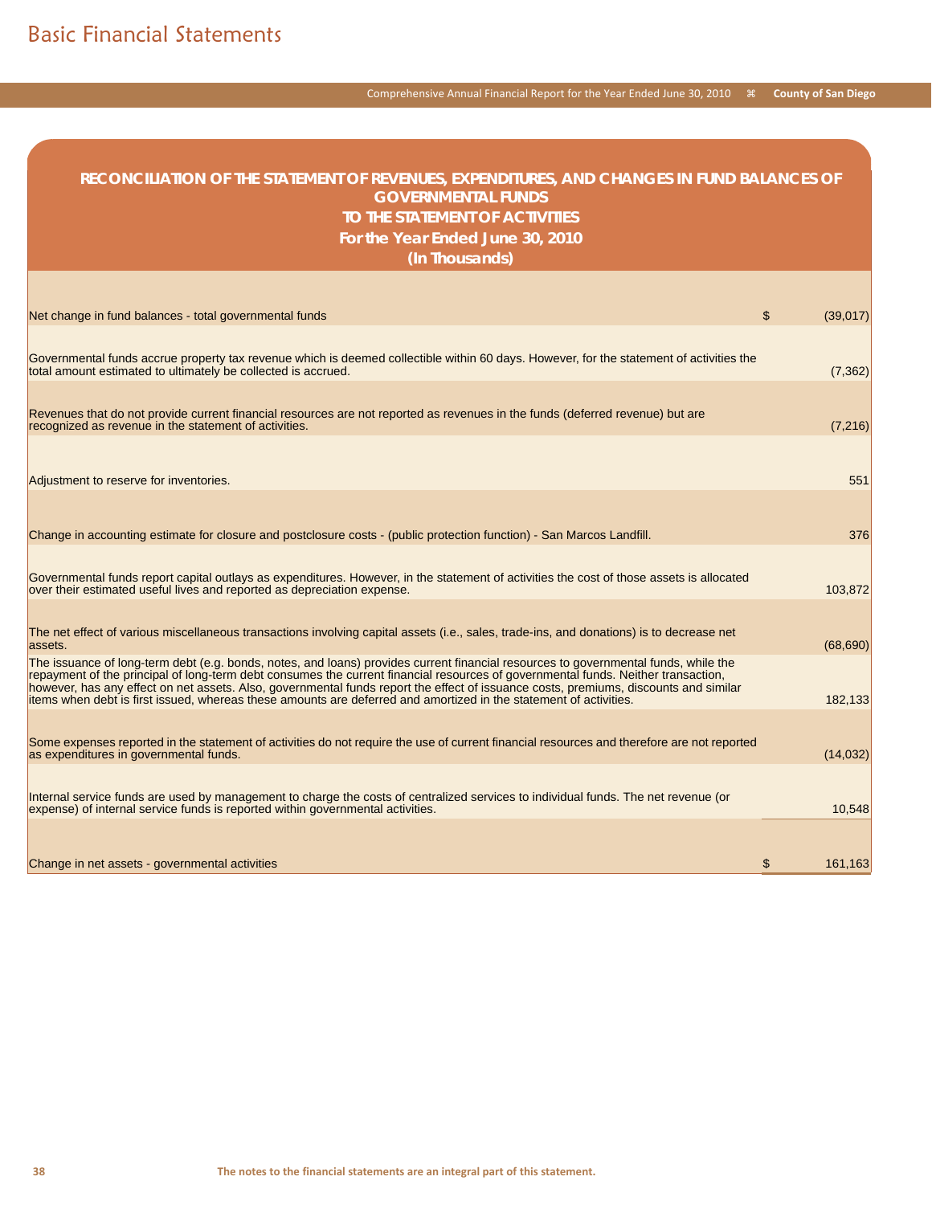# Basic Financial Statements

## RECONCILIATION OF THE STATEMENT OF REVENUES, EXPENDITURES, AND CHANGES IN FUND BALANCES OF GOVERNMENTAL FUNDS TO THE STATEMENT OF ACTIVITIES

### For the Year Ended June 30, 2010

### (In Thousands)

| | | |
|---|---|---|
| Net change in fund balances - total governmental funds | $ | (39,017) |
| Governmental funds accrue property tax revenue which is deemed collectible within 60 days. However, for the statement of activities the total amount estimated to ultimately be collected is accrued. | | (7,362) |
| Revenues that do not provide current financial resources are not reported as revenues in the funds (deferred revenue) but are recognized as revenue in the statement of activities. | | (7,216) |
| Adjustment to reserve for inventories. | | 551 |
| Change in accounting estimate for closure and postclosure costs - (public protection function) - San Marcos Landfill. | | 376 |
| Governmental funds report capital outlays as expenditures. However, in the statement of activities the cost of those assets is allocated over their estimated useful lives and reported as depreciation expense. | | 103,872 |
| The net effect of various miscellaneous transactions involving capital assets (i.e., sales, trade-ins, and donations) is to decrease net assets. | | (68,690) |
| The issuance of long-term debt (e.g. bonds, notes, and loans) provides current financial resources to governmental funds, while the repayment of the principal of long-term debt consumes the current financial resources of governmental funds. Neither transaction, however, has any effect on net assets. Also, governmental funds report the effect of issuance costs, premiums, discounts and similar items when debt is first issued, whereas these amounts are deferred and amortized in the statement of activities. | | 182,133 |
| Some expenses reported in the statement of activities do not require the use of current financial resources and therefore are not reported as expenditures in governmental funds. | | (14,032) |
| Internal service funds are used by management to charge the costs of centralized services to individual funds. The net revenue (or expense) of internal service funds is reported within governmental activities. | | 10,548 |
| Change in net assets - governmental activities | $ | 161,163 |

The notes to the financial statements are an integral part of this statement.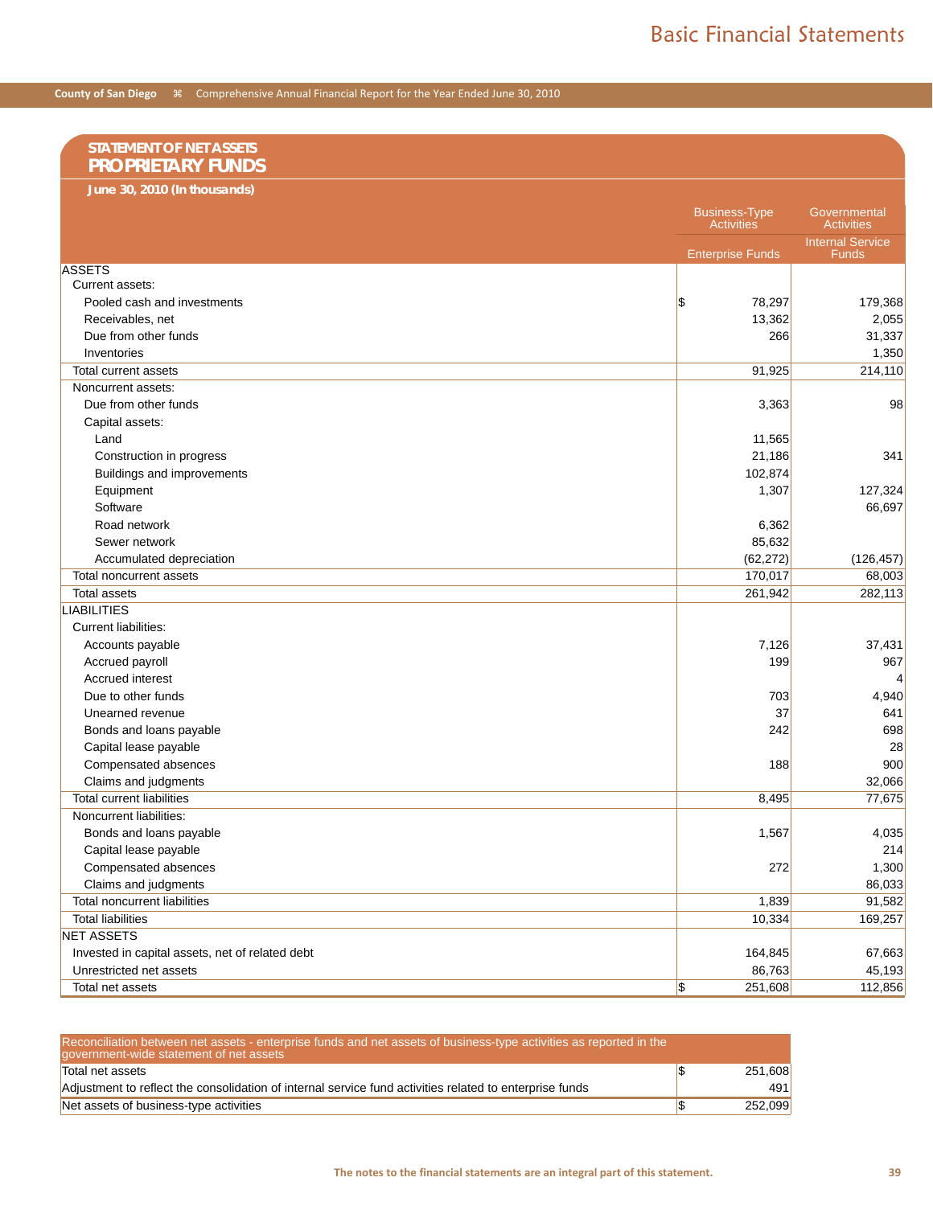## STATEMENT OF NET ASSETS
## PROPRIETARY FUNDS

**June 30, 2010 (In thousands)**

| | Business-Type Activities | Governmental Activities |
|---|---|---|
| | Enterprise Funds | Internal Service Funds |
| **ASSETS** | | |
| Current assets: | | |
| Pooled cash and investments | $ 78,297 | 179,368 |
| Receivables, net | 13,362 | 2,055 |
| Due from other funds | 266 | 31,337 |
| Inventories | | 1,350 |
| Total current assets | 91,925 | 214,110 |
| Noncurrent assets: | | |
| Due from other funds | 3,363 | 98 |
| Capital assets: | | |
| Land | 11,565 | |
| Construction in progress | 21,186 | 341 |
| Buildings and improvements | 102,874 | |
| Equipment | 1,307 | 127,324 |
| Software | | 66,697 |
| Road network | 6,362 | |
| Sewer network | 85,632 | |
| Accumulated depreciation | (62,272) | (126,457) |
| Total noncurrent assets | 170,017 | 68,003 |
| Total assets | 261,942 | 282,113 |
| **LIABILITIES** | | |
| Current liabilities: | | |
| Accounts payable | 7,126 | 37,431 |
| Accrued payroll | 199 | 967 |
| Accrued interest | | 4 |
| Due to other funds | 703 | 4,940 |
| Unearned revenue | 37 | 641 |
| Bonds and loans payable | 242 | 698 |
| Capital lease payable | | 28 |
| Compensated absences | 188 | 900 |
| Claims and judgments | | 32,066 |
| Total current liabilities | 8,495 | 77,675 |
| Noncurrent liabilities: | | |
| Bonds and loans payable | 1,567 | 4,035 |
| Capital lease payable | | 214 |
| Compensated absences | 272 | 1,300 |
| Claims and judgments | | 86,033 |
| Total noncurrent liabilities | 1,839 | 91,582 |
| Total liabilities | 10,334 | 169,257 |
| **NET ASSETS** | | |
| Invested in capital assets, net of related debt | 164,845 | 67,663 |
| Unrestricted net assets | 86,763 | 45,193 |
| Total net assets | $ 251,608 | 112,856 |

| Reconciliation between net assets - enterprise funds and net assets of business-type activities as reported in the government-wide statement of net assets | |
|---|---|
| Total net assets | $ 251,608 |
| Adjustment to reflect the consolidation of internal service fund activities related to enterprise funds | 491 |
| Net assets of business-type activities | $ 252,099 |

The notes to the financial statements are an integral part of this statement.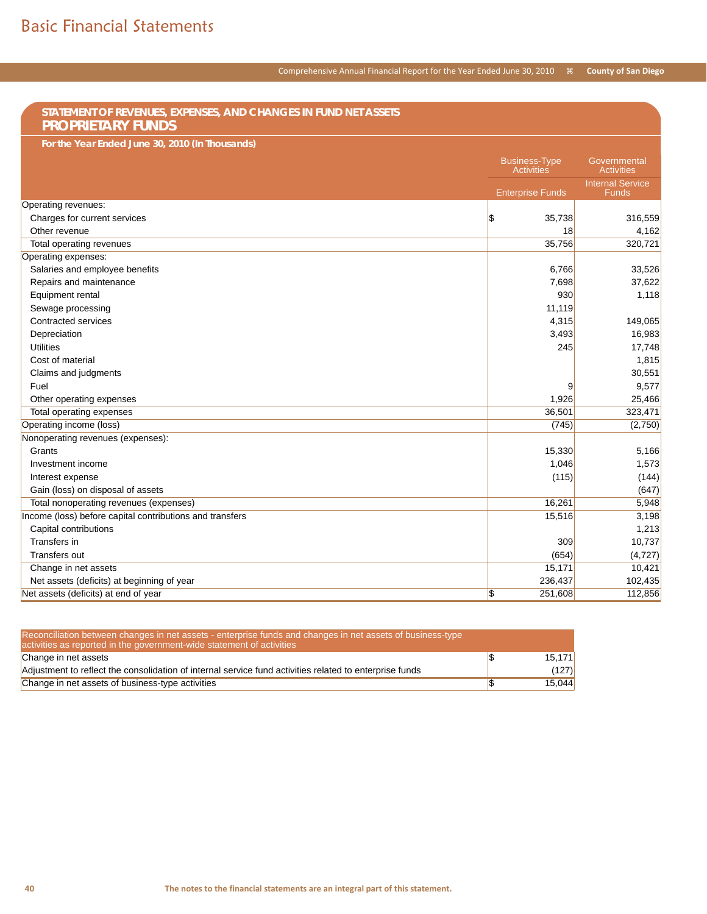# Basic Financial Statements

## STATEMENT OF REVENUES, EXPENSES, AND CHANGES IN FUND NET ASSETS
## PROPRIETARY FUNDS

**For the Year Ended June 30, 2010 (In Thousands)**

| | Business-Type Activities | Governmental Activities |
|---|---|---|
| | Enterprise Funds | Internal Service Funds |
| Operating revenues: | | |
| Charges for current services | $ 35,738 | 316,559 |
| Other revenue | 18 | 4,162 |
| Total operating revenues | 35,756 | 320,721 |
| Operating expenses: | | |
| Salaries and employee benefits | 6,766 | 33,526 |
| Repairs and maintenance | 7,698 | 37,622 |
| Equipment rental | 930 | 1,118 |
| Sewage processing | 11,119 | |
| Contracted services | 4,315 | 149,065 |
| Depreciation | 3,493 | 16,983 |
| Utilities | 245 | 17,748 |
| Cost of material | | 1,815 |
| Claims and judgments | | 30,551 |
| Fuel | 9 | 9,577 |
| Other operating expenses | 1,926 | 25,466 |
| Total operating expenses | 36,501 | 323,471 |
| Operating income (loss) | (745) | (2,750) |
| Nonoperating revenues (expenses): | | |
| Grants | 15,330 | 5,166 |
| Investment income | 1,046 | 1,573 |
| Interest expense | (115) | (144) |
| Gain (loss) on disposal of assets | | (647) |
| Total nonoperating revenues (expenses) | 16,261 | 5,948 |
| Income (loss) before capital contributions and transfers | 15,516 | 3,198 |
| Capital contributions | | 1,213 |
| Transfers in | 309 | 10,737 |
| Transfers out | (654) | (4,727) |
| Change in net assets | 15,171 | 10,421 |
| Net assets (deficits) at beginning of year | 236,437 | 102,435 |
| Net assets (deficits) at end of year | $ 251,608 | 112,856 |

| Reconciliation between changes in net assets - enterprise funds and changes in net assets of business-type activities as reported in the government-wide statement of activities | |
|---|---|
| Change in net assets | $ 15,171 |
| Adjustment to reflect the consolidation of internal service fund activities related to enterprise funds | (127) |
| Change in net assets of business-type activities | $ 15,044 |

The notes to the financial statements are an integral part of this statement.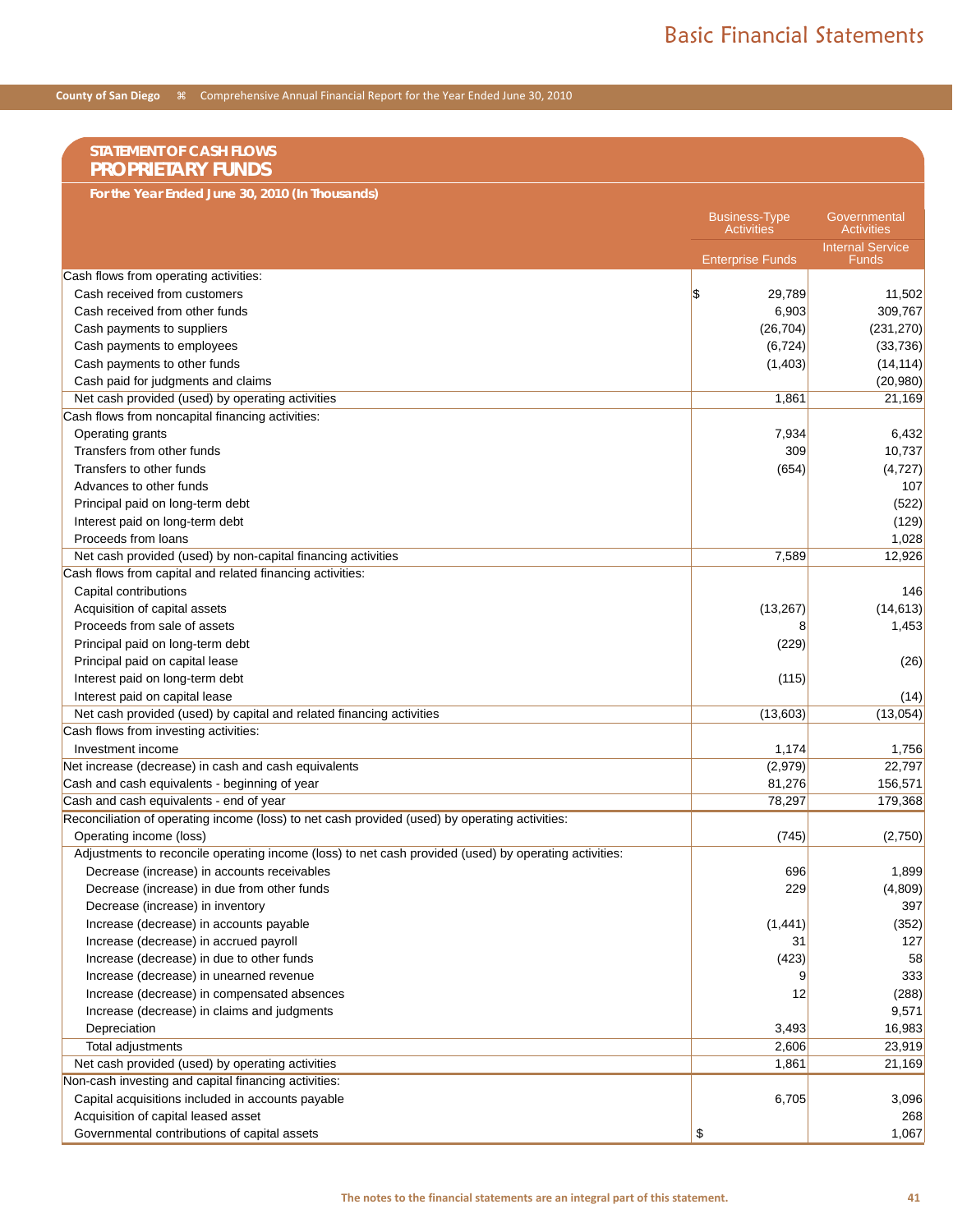# Basic Financial Statements

## STATEMENT OF CASH FLOWS
## PROPRIETARY FUNDS

**For the Year Ended June 30, 2010 (In Thousands)**

| | Business-Type Activities | Governmental Activities |
|---|---|---|
| | Enterprise Funds | Internal Service Funds |
| Cash flows from operating activities: | | |
| Cash received from customers | $ 29,789 | 11,502 |
| Cash received from other funds | 6,903 | 309,767 |
| Cash payments to suppliers | (26,704) | (231,270) |
| Cash payments to employees | (6,724) | (33,736) |
| Cash payments to other funds | (1,403) | (14,114) |
| Cash paid for judgments and claims | | (20,980) |
| Net cash provided (used) by operating activities | 1,861 | 21,169 |
| Cash flows from noncapital financing activities: | | |
| Operating grants | 7,934 | 6,432 |
| Transfers from other funds | 309 | 10,737 |
| Transfers to other funds | (654) | (4,727) |
| Advances to other funds | | 107 |
| Principal paid on long-term debt | | (522) |
| Interest paid on long-term debt | | (129) |
| Proceeds from loans | | 1,028 |
| Net cash provided (used) by non-capital financing activities | 7,589 | 12,926 |
| Cash flows from capital and related financing activities: | | |
| Capital contributions | | 146 |
| Acquisition of capital assets | (13,267) | (14,613) |
| Proceeds from sale of assets | 8 | 1,453 |
| Principal paid on long-term debt | (229) | |
| Principal paid on capital lease | | (26) |
| Interest paid on long-term debt | (115) | |
| Interest paid on capital lease | | (14) |
| Net cash provided (used) by capital and related financing activities | (13,603) | (13,054) |
| Cash flows from investing activities: | | |
| Investment income | 1,174 | 1,756 |
| Net increase (decrease) in cash and cash equivalents | (2,979) | 22,797 |
| Cash and cash equivalents - beginning of year | 81,276 | 156,571 |
| Cash and cash equivalents - end of year | 78,297 | 179,368 |
| Reconciliation of operating income (loss) to net cash provided (used) by operating activities: | | |
| Operating income (loss) | (745) | (2,750) |
| Adjustments to reconcile operating income (loss) to net cash provided (used) by operating activities: | | |
| Decrease (increase) in accounts receivables | 696 | 1,899 |
| Decrease (increase) in due from other funds | 229 | (4,809) |
| Decrease (increase) in inventory | | 397 |
| Increase (decrease) in accounts payable | (1,441) | (352) |
| Increase (decrease) in accrued payroll | 31 | 127 |
| Increase (decrease) in due to other funds | (423) | 58 |
| Increase (decrease) in unearned revenue | 9 | 333 |
| Increase (decrease) in compensated absences | 12 | (288) |
| Increase (decrease) in claims and judgments | | 9,571 |
| Depreciation | 3,493 | 16,983 |
| Total adjustments | 2,606 | 23,919 |
| Net cash provided (used) by operating activities | 1,861 | 21,169 |
| Non-cash investing and capital financing activities: | | |
| Capital acquisitions included in accounts payable | 6,705 | 3,096 |
| Acquisition of capital leased asset | | 268 |
| Governmental contributions of capital assets | $ | 1,067 |

The notes to the financial statements are an integral part of this statement.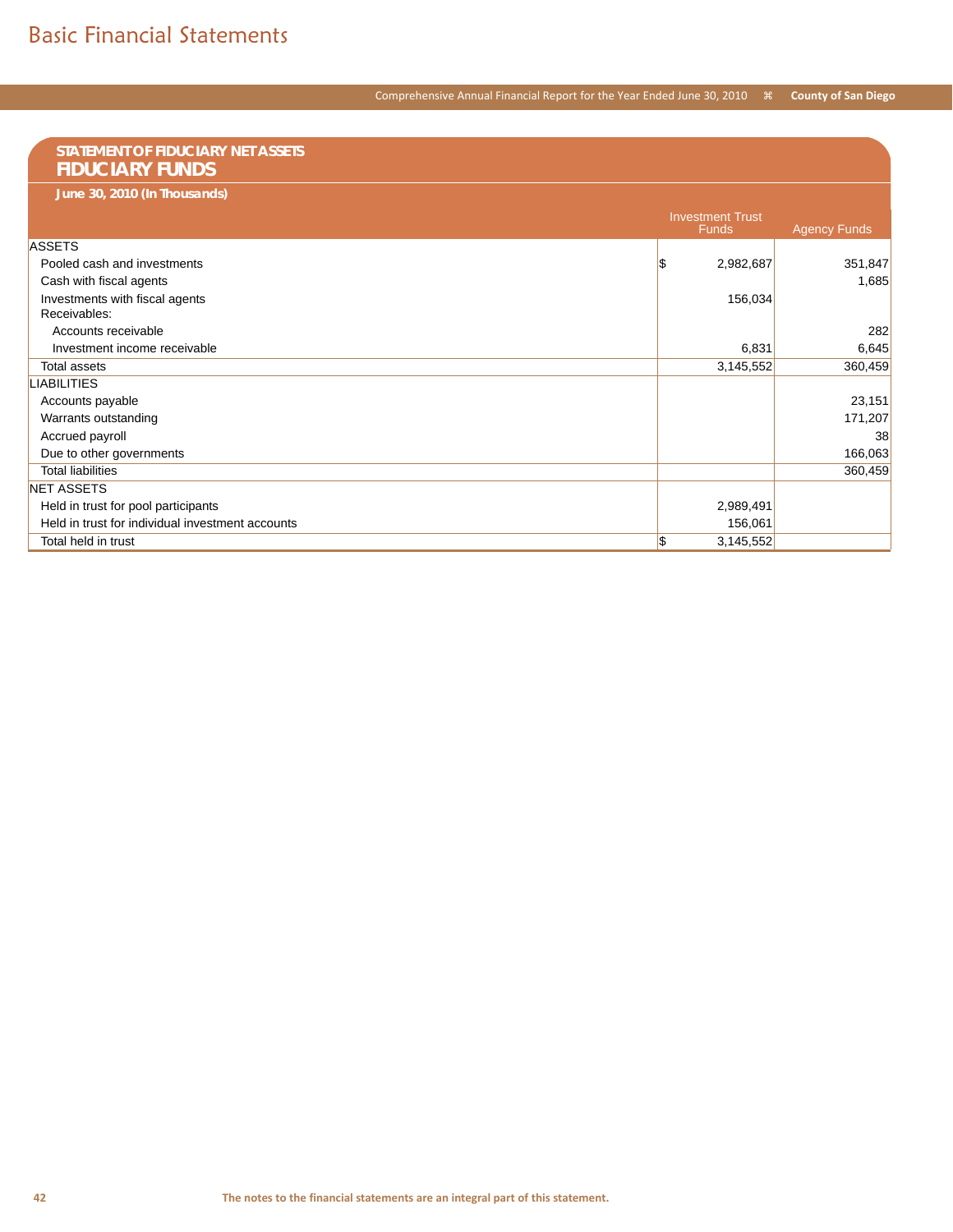# Basic Financial Statements

## STATEMENT OF FIDUCIARY NET ASSETS
## FIDUCIARY FUNDS

***June 30, 2010 (In Thousands)***

| | Investment Trust Funds | Agency Funds |
|---|---|---|
| ASSETS | | |
| Pooled cash and investments | $ 2,982,687 | 351,847 |
| Cash with fiscal agents | | 1,685 |
| Investments with fiscal agents | 156,034 | |
| Receivables: | | |
| Accounts receivable | | 282 |
| Investment income receivable | 6,831 | 6,645 |
| Total assets | 3,145,552 | 360,459 |
| LIABILITIES | | |
| Accounts payable | | 23,151 |
| Warrants outstanding | | 171,207 |
| Accrued payroll | | 38 |
| Due to other governments | | 166,063 |
| Total liabilities | | 360,459 |
| NET ASSETS | | |
| Held in trust for pool participants | 2,989,491 | |
| Held in trust for individual investment accounts | 156,061 | |
| Total held in trust | $ 3,145,552 | |

**The notes to the financial statements are an integral part of this statement.**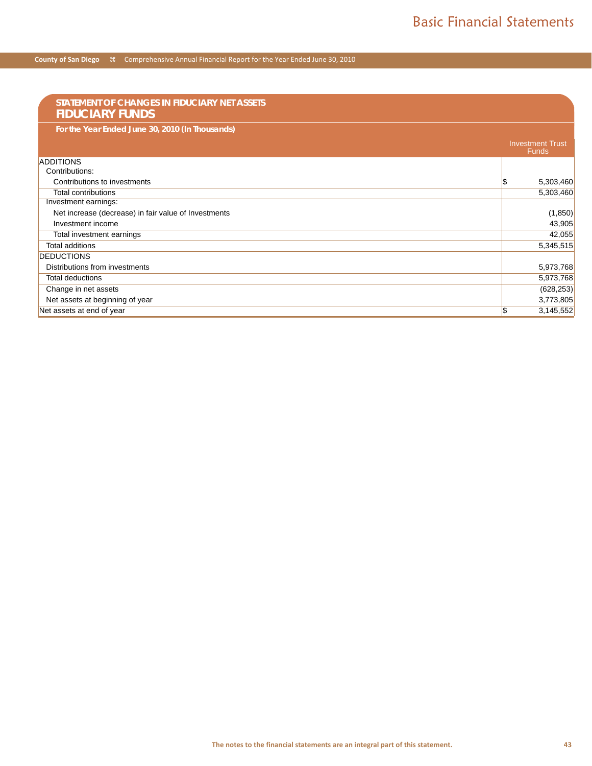## STATEMENT OF CHANGES IN FIDUCIARY NET ASSETS

# FIDUCIARY FUNDS

**For the Year Ended June 30, 2010 (In Thousands)**

| | Investment Trust Funds |
|---|---|
| ADDITIONS | |
| Contributions: | |
| Contributions to investments | $ 5,303,460 |
| Total contributions | 5,303,460 |
| Investment earnings: | |
| Net increase (decrease) in fair value of Investments | (1,850) |
| Investment income | 43,905 |
| Total investment earnings | 42,055 |
| Total additions | 5,345,515 |
| DEDUCTIONS | |
| Distributions from investments | 5,973,768 |
| Total deductions | 5,973,768 |
| Change in net assets | (628,253) |
| Net assets at beginning of year | 3,773,805 |
| Net assets at end of year | $ 3,145,552 |

The notes to the financial statements are an integral part of this statement.